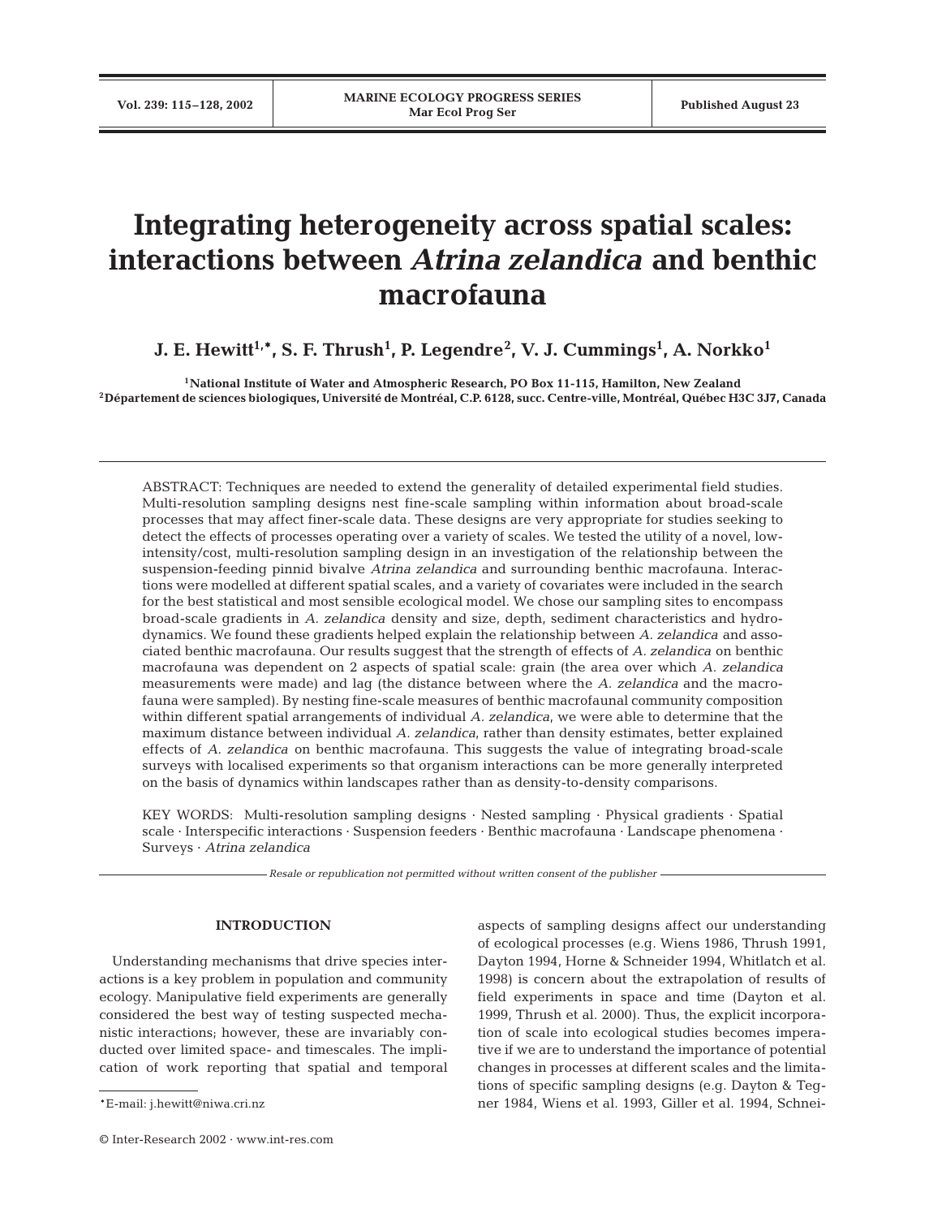# Integrating heterogeneity across spatial scales: interactions between *Atrina zelandica* and benthic macrofauna

**J. E. Hewitt[1,*], S. F. Thrush[1], P. Legendre[2], V. J. Cummings[1], A. Norkko[1]**

[1]National Institute of Water and Atmospheric Research, PO Box 11-115, Hamilton, New Zealand
[2]Département de sciences biologiques, Université de Montréal, C.P. 6128, succ. Centre-ville, Montréal, Québec H3C 3J7, Canada

ABSTRACT: Techniques are needed to extend the generality of detailed experimental field studies. Multi-resolution sampling designs nest fine-scale sampling within information about broad-scale processes that may affect finer-scale data. These designs are very appropriate for studies seeking to detect the effects of processes operating over a variety of scales. We tested the utility of a novel, low-intensity/cost, multi-resolution sampling design in an investigation of the relationship between the suspension-feeding pinnid bivalve *Atrina zelandica* and surrounding benthic macrofauna. Interactions were modelled at different spatial scales, and a variety of covariates were included in the search for the best statistical and most sensible ecological model. We chose our sampling sites to encompass broad-scale gradients in *A. zelandica* density and size, depth, sediment characteristics and hydrodynamics. We found these gradients helped explain the relationship between *A. zelandica* and associated benthic macrofauna. Our results suggest that the strength of effects of *A. zelandica* on benthic macrofauna was dependent on 2 aspects of spatial scale: grain (the area over which *A. zelandica* measurements were made) and lag (the distance between where the *A. zelandica* and the macrofauna were sampled). By nesting fine-scale measures of benthic macrofaunal community composition within different spatial arrangements of individual *A. zelandica*, we were able to determine that the maximum distance between individual *A. zelandica*, rather than density estimates, better explained effects of *A. zelandica* on benthic macrofauna. This suggests the value of integrating broad-scale surveys with localised experiments so that organism interactions can be more generally interpreted on the basis of dynamics within landscapes rather than as density-to-density comparisons.

KEY WORDS: Multi-resolution sampling designs · Nested sampling · Physical gradients · Spatial scale · Interspecific interactions · Suspension feeders · Benthic macrofauna · Landscape phenomena · Surveys · *Atrina zelandica*

*Resale or republication not permitted without written consent of the publisher*

## INTRODUCTION

Understanding mechanisms that drive species interactions is a key problem in population and community ecology. Manipulative field experiments are generally considered the best way of testing suspected mechanistic interactions; however, these are invariably conducted over limited space- and timescales. The implication of work reporting that spatial and temporal aspects of sampling designs affect our understanding of ecological processes (e.g. Wiens 1986, Thrush 1991, Dayton 1994, Horne & Schneider 1994, Whitlatch et al. 1998) is concern about the extrapolation of results of field experiments in space and time (Dayton et al. 1999, Thrush et al. 2000). Thus, the explicit incorporation of scale into ecological studies becomes imperative if we are to understand the importance of potential changes in processes at different scales and the limitations of specific sampling designs (e.g. Dayton & Tegner 1984, Wiens et al. 1993, Giller et al. 1994, Schnei-

*E-mail: j.hewitt@niwa.cri.nz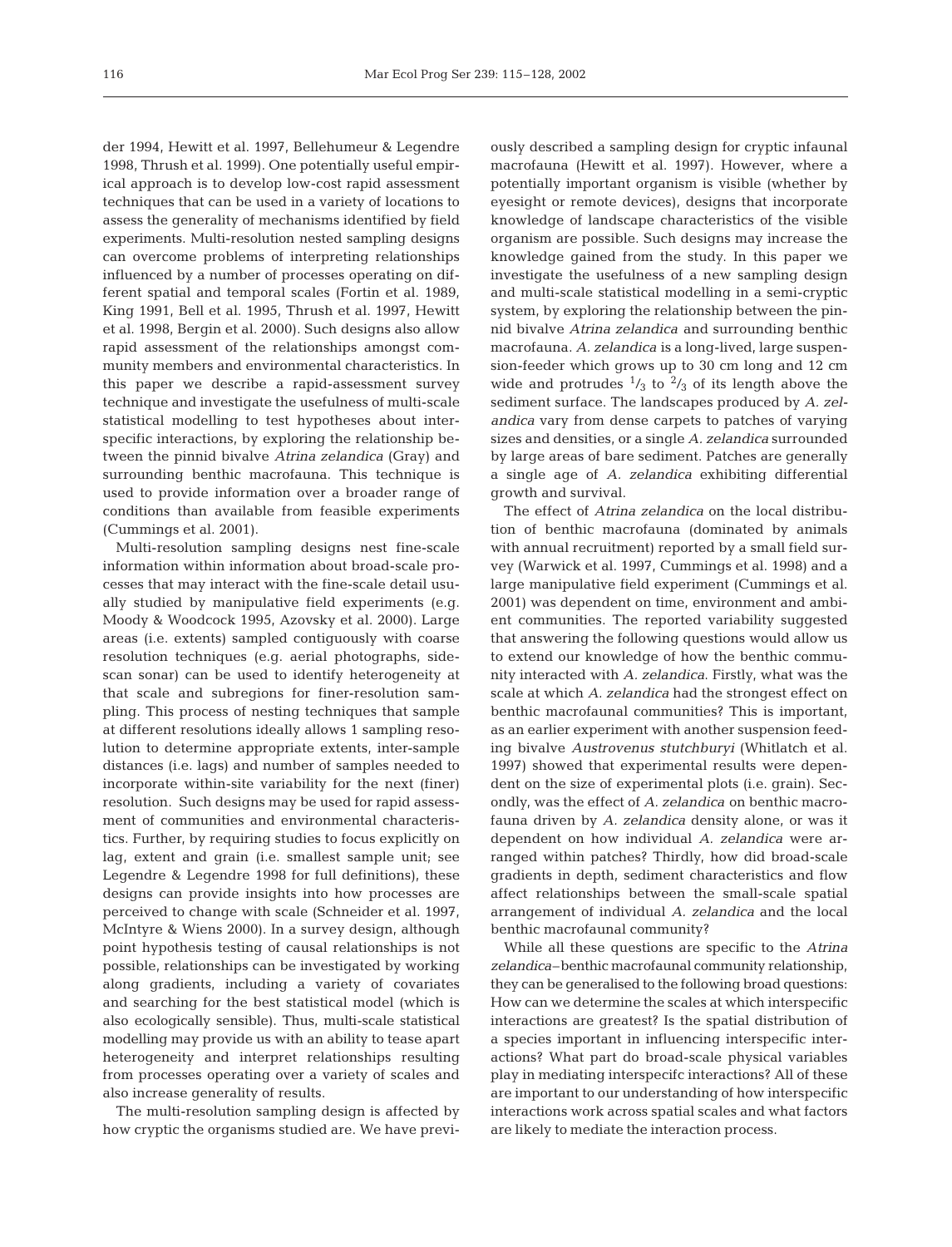der 1994, Hewitt et al. 1997, Bellehumeur & Legendre 1998, Thrush et al. 1999). One potentially useful empirical approach is to develop low-cost rapid assessment techniques that can be used in a variety of locations to assess the generality of mechanisms identified by field experiments. Multi-resolution nested sampling designs can overcome problems of interpreting relationships influenced by a number of processes operating on different spatial and temporal scales (Fortin et al. 1989, King 1991, Bell et al. 1995, Thrush et al. 1997, Hewitt et al. 1998, Bergin et al. 2000). Such designs also allow rapid assessment of the relationships amongst community members and environmental characteristics. In this paper we describe a rapid-assessment survey technique and investigate the usefulness of multi-scale statistical modelling to test hypotheses about interspecific interactions, by exploring the relationship between the pinnid bivalve *Atrina zelandica* (Gray) and surrounding benthic macrofauna. This technique is used to provide information over a broader range of conditions than available from feasible experiments (Cummings et al. 2001).

Multi-resolution sampling designs nest fine-scale information within information about broad-scale processes that may interact with the fine-scale detail usually studied by manipulative field experiments (e.g. Moody & Woodcock 1995, Azovsky et al. 2000). Large areas (i.e. extents) sampled contiguously with coarse resolution techniques (e.g. aerial photographs, side-scan sonar) can be used to identify heterogeneity at that scale and subregions for finer-resolution sampling. This process of nesting techniques that sample at different resolutions ideally allows 1 sampling resolution to determine appropriate extents, inter-sample distances (i.e. lags) and number of samples needed to incorporate within-site variability for the next (finer) resolution. Such designs may be used for rapid assessment of communities and environmental characteristics. Further, by requiring studies to focus explicitly on lag, extent and grain (i.e. smallest sample unit; see Legendre & Legendre 1998 for full definitions), these designs can provide insights into how processes are perceived to change with scale (Schneider et al. 1997, McIntyre & Wiens 2000). In a survey design, although point hypothesis testing of causal relationships is not possible, relationships can be investigated by working along gradients, including a variety of covariates and searching for the best statistical model (which is also ecologically sensible). Thus, multi-scale statistical modelling may provide us with an ability to tease apart heterogeneity and interpret relationships resulting from processes operating over a variety of scales and also increase generality of results.

The multi-resolution sampling design is affected by how cryptic the organisms studied are. We have previously described a sampling design for cryptic infaunal macrofauna (Hewitt et al. 1997). However, where a potentially important organism is visible (whether by eyesight or remote devices), designs that incorporate knowledge of landscape characteristics of the visible organism are possible. Such designs may increase the knowledge gained from the study. In this paper we investigate the usefulness of a new sampling design and multi-scale statistical modelling in a semi-cryptic system, by exploring the relationship between the pinnid bivalve *Atrina zelandica* and surrounding benthic macrofauna. *A. zelandica* is a long-lived, large suspension-feeder which grows up to 30 cm long and 12 cm wide and protrudes $^1/_3$ to $^2/_3$ of its length above the sediment surface. The landscapes produced by *A. zelandica* vary from dense carpets to patches of varying sizes and densities, or a single *A. zelandica* surrounded by large areas of bare sediment. Patches are generally a single age of *A. zelandica* exhibiting differential growth and survival.

The effect of *Atrina zelandica* on the local distribution of benthic macrofauna (dominated by animals with annual recruitment) reported by a small field survey (Warwick et al. 1997, Cummings et al. 1998) and a large manipulative field experiment (Cummings et al. 2001) was dependent on time, environment and ambient communities. The reported variability suggested that answering the following questions would allow us to extend our knowledge of how the benthic community interacted with *A. zelandica*. Firstly, what was the scale at which *A. zelandica* had the strongest effect on benthic macrofaunal communities? This is important, as an earlier experiment with another suspension feeding bivalve *Austrovenus stutchburyi* (Whitlatch et al. 1997) showed that experimental results were dependent on the size of experimental plots (i.e. grain). Secondly, was the effect of *A. zelandica* on benthic macrofauna driven by *A. zelandica* density alone, or was it dependent on how individual *A. zelandica* were arranged within patches? Thirdly, how did broad-scale gradients in depth, sediment characteristics and flow affect relationships between the small-scale spatial arrangement of individual *A. zelandica* and the local benthic macrofaunal community?

While all these questions are specific to the *Atrina zelandica*–benthic macrofaunal community relationship, they can be generalised to the following broad questions: How can we determine the scales at which interspecific interactions are greatest? Is the spatial distribution of a species important in influencing interspecific interactions? What part do broad-scale physical variables play in mediating interspecifc interactions? All of these are important to our understanding of how interspecific interactions work across spatial scales and what factors are likely to mediate the interaction process.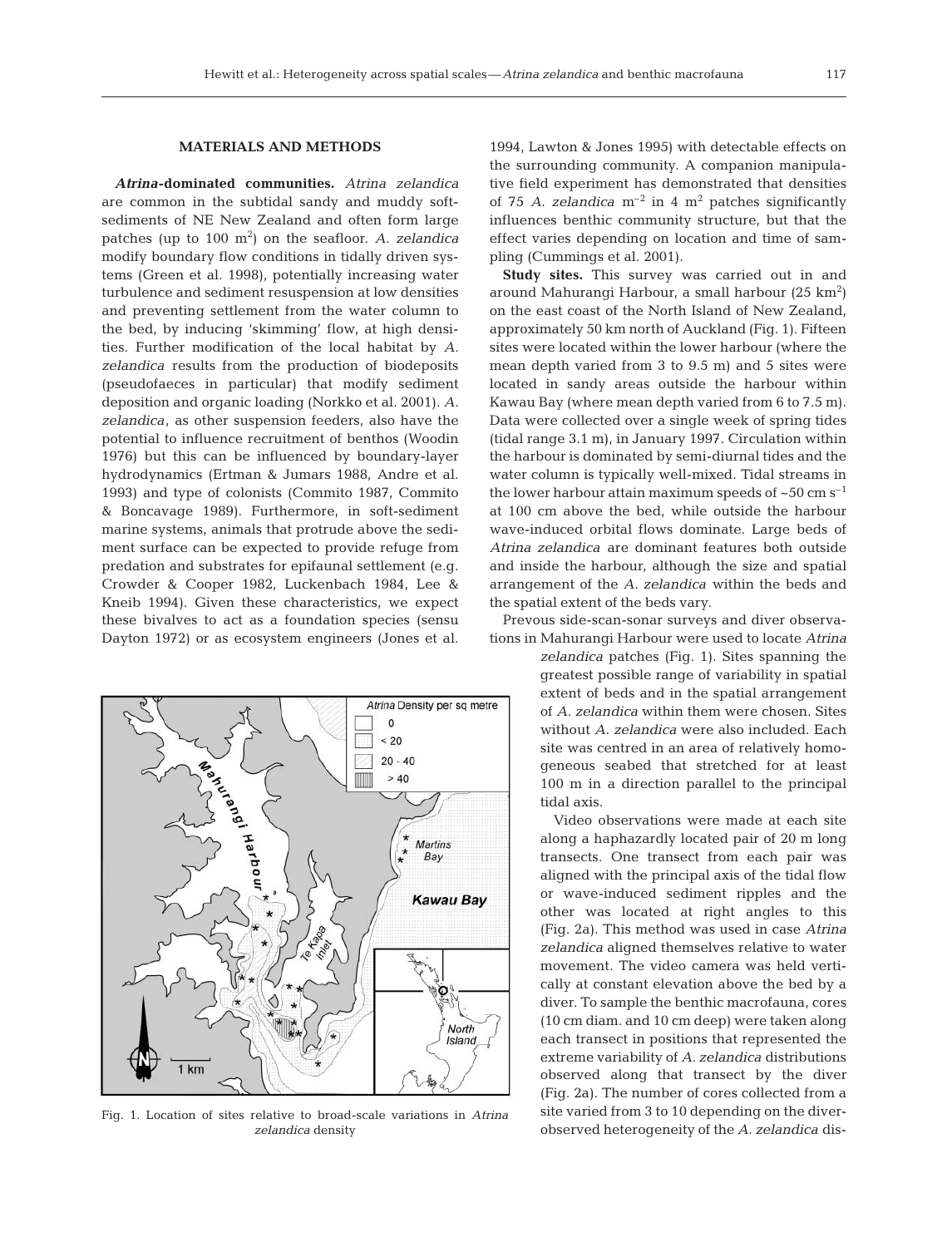## MATERIALS AND METHODS

***Atrina*-dominated communities.** *Atrina zelandica* are common in the subtidal sandy and muddy soft-sediments of NE New Zealand and often form large patches (up to 100 $m^2$) on the seafloor. *A. zelandica* modify boundary flow conditions in tidally driven systems (Green et al. 1998), potentially increasing water turbulence and sediment resuspension at low densities and preventing settlement from the water column to the bed, by inducing 'skimming' flow, at high densities. Further modification of the local habitat by *A. zelandica* results from the production of biodeposits (pseudofaeces in particular) that modify sediment deposition and organic loading (Norkko et al. 2001). *A. zelandica*, as other suspension feeders, also have the potential to influence recruitment of benthos (Woodin 1976) but this can be influenced by boundary-layer hydrodynamics (Ertman & Jumars 1988, Andre et al. 1993) and type of colonists (Commito 1987, Commito & Boncavage 1989). Furthermore, in soft-sediment marine systems, animals that protrude above the sediment surface can be expected to provide refuge from predation and substrates for epifaunal settlement (e.g. Crowder & Cooper 1982, Luckenbach 1984, Lee & Kneib 1994). Given these characteristics, we expect these bivalves to act as a foundation species (sensu Dayton 1972) or as ecosystem engineers (Jones et al. 1994, Lawton & Jones 1995) with detectable effects on the surrounding community. A companion manipulative field experiment has demonstrated that densities of 75 *A. zelandica* $m^{-2}$ in 4 $m^2$ patches significantly influences benthic community structure, but that the effect varies depending on location and time of sampling (Cummings et al. 2001).

**Study sites.** This survey was carried out in and around Mahurangi Harbour, a small harbour (25 $km^2$) on the east coast of the North Island of New Zealand, approximately 50 km north of Auckland (Fig. 1). Fifteen sites were located within the lower harbour (where the mean depth varied from 3 to 9.5 m) and 5 sites were located in sandy areas outside the harbour within Kawau Bay (where mean depth varied from 6 to 7.5 m). Data were collected over a single week of spring tides (tidal range 3.1 m), in January 1997. Circulation within the harbour is dominated by semi-diurnal tides and the water column is typically well-mixed. Tidal streams in the lower harbour attain maximum speeds of ~50 cm $s^{-1}$ at 100 cm above the bed, while outside the harbour wave-induced orbital flows dominate. Large beds of *Atrina zelandica* are dominant features both outside and inside the harbour, although the size and spatial arrangement of the *A. zelandica* within the beds and the spatial extent of the beds vary.

Prevous side-scan-sonar surveys and diver observations in Mahurangi Harbour were used to locate *Atrina zelandica* patches (Fig. 1). Sites spanning the greatest possible range of variability in spatial extent of beds and in the spatial arrangement of *A. zelandica* within them were chosen. Sites without *A. zelandica* were also included. Each site was centred in an area of relatively homogeneous seabed that stretched for at least 100 m in a direction parallel to the principal tidal axis.

Video observations were made at each site along a haphazardly located pair of 20 m long transects. One transect from each pair was aligned with the principal axis of the tidal flow or wave-induced sediment ripples and the other was located at right angles to this (Fig. 2a). This method was used in case *Atrina zelandica* aligned themselves relative to water movement. The video camera was held vertically at constant elevation above the bed by a diver. To sample the benthic macrofauna, cores (10 cm diam. and 10 cm deep) were taken along each transect in positions that represented the extreme variability of *A. zelandica* distributions observed along that transect by the diver (Fig. 2a). The number of cores collected from a site varied from 3 to 10 depending on the diver-observed heterogeneity of the *A. zelandica* dis-

*Atrina* Density per sq metre
0
< 20
20 - 40
> 40
Mahurangi Harbour
Martins Bay
Kawau Bay
Te Kapa Inlet
North Island
1 km
N

Fig. 1. Location of sites relative to broad-scale variations in *Atrina zelandica* density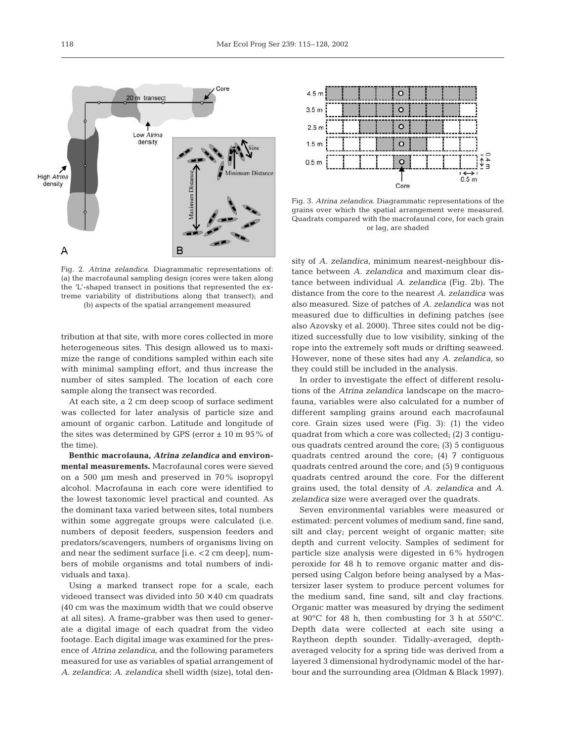Core

20 m transect

Low *Atrina* density

High *Atrina* density

Size

Minimum Distance

Maximum Distance

A

B

Fig. 2. *Atrina zelandica*. Diagrammatic representations of: (a) the macrofaunal sampling design (cores were taken along the 'L'-shaped transect in positions that represented the extreme variability of distributions along that transect); and (b) aspects of the spatial arrangement measured

4.5 m

3.5 m

2.5 m

1.5 m

0.5 m

0.4 m

0.5 m

Core

Fig. 3. *Atrina zelandica*. Diagrammatic representations of the grains over which the spatial arrangement were measured. Quadrats compared with the macrofaunal core, for each grain or lag, are shaded

tribution at that site, with more cores collected in more heterogeneous sites. This design allowed us to maximize the range of conditions sampled within each site with minimal sampling effort, and thus increase the number of sites sampled. The location of each core sample along the transect was recorded.

At each site, a 2 cm deep scoop of surface sediment was collected for later analysis of particle size and amount of organic carbon. Latitude and longitude of the sites was determined by GPS (error ± 10 m 95% of the time).

**Benthic macrofauna, *Atrina zelandica* and environmental measurements.** Macrofaunal cores were sieved on a 500 µm mesh and preserved in 70% isopropyl alcohol. Macrofauna in each core were identified to the lowest taxonomic level practical and counted. As the dominant taxa varied between sites, total numbers within some aggregate groups were calculated (i.e. numbers of deposit feeders, suspension feeders and predators/scavengers, numbers of organisms living on and near the sediment surface [i.e. <2 cm deep], numbers of mobile organisms and total numbers of individuals and taxa).

Using a marked transect rope for a scale, each videoed transect was divided into 50 × 40 cm quadrats (40 cm was the maximum width that we could observe at all sites). A frame-grabber was then used to generate a digital image of each quadrat from the video footage. Each digital image was examined for the presence of *Atrina zelandica*, and the following parameters measured for use as variables of spatial arrangement of *A. zelandica*: *A. zelandica* shell width (size), total density of *A. zelandica*, minimum nearest-neighbour distance between *A. zelandica* and maximum clear distance between individual *A. zelandica* (Fig. 2b). The distance from the core to the nearest *A. zelandica* was also measured. Size of patches of *A. zelandica* was not measured due to difficulties in defining patches (see also Azovsky et al. 2000). Three sites could not be digitized successfully due to low visibility, sinking of the rope into the extremely soft muds or drifting seaweed. However, none of these sites had any *A. zelandica*, so they could still be included in the analysis.

In order to investigate the effect of different resolutions of the *Atrina zelandica* landscape on the macrofauna, variables were also calculated for a number of different sampling grains around each macrofaunal core. Grain sizes used were (Fig. 3): (1) the video quadrat from which a core was collected; (2) 3 contiguous quadrats centred around the core; (3) 5 contiguous quadrats centred around the core; (4) 7 contiguous quadrats centred around the core; and (5) 9 contiguous quadrats centred around the core. For the different grains used, the total density of *A. zelandica* and *A. zelandica* size were averaged over the quadrats.

Seven environmental variables were measured or estimated: percent volumes of medium sand, fine sand, silt and clay; percent weight of organic matter; site depth and current velocity. Samples of sediment for particle size analysis were digested in 6% hydrogen peroxide for 48 h to remove organic matter and dispersed using Calgon before being analysed by a Mastersizer laser system to produce percent volumes for the medium sand, fine sand, silt and clay fractions. Organic matter was measured by drying the sediment at 90°C for 48 h, then combusting for 3 h at 550°C. Depth data were collected at each site using a Raytheon depth sounder. Tidally-averaged, depth-averaged velocity for a spring tide was derived from a layered 3 dimensional hydrodynamic model of the harbour and the surrounding area (Oldman & Black 1997).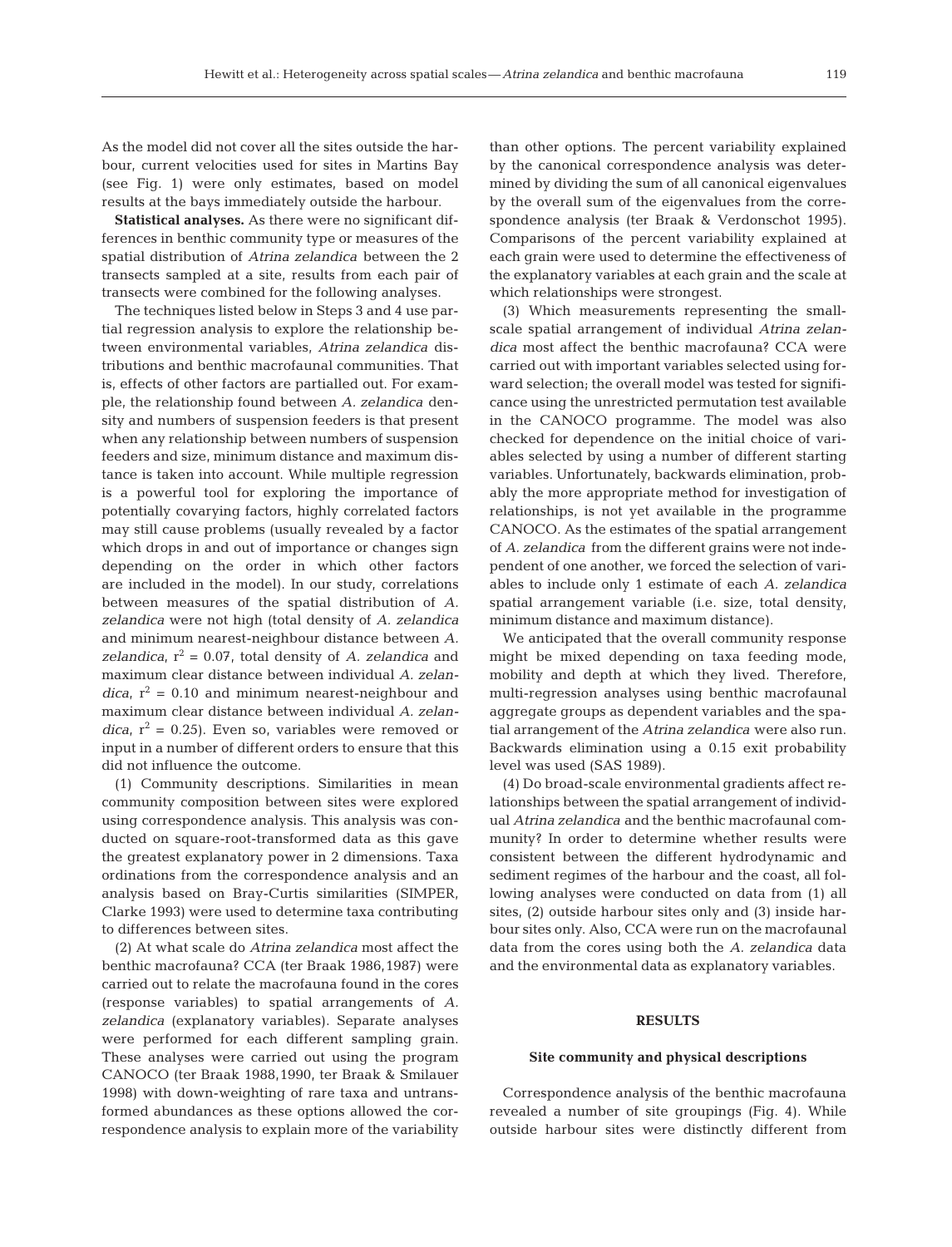As the model did not cover all the sites outside the harbour, current velocities used for sites in Martins Bay (see Fig. 1) were only estimates, based on model results at the bays immediately outside the harbour.

**Statistical analyses.** As there were no significant differences in benthic community type or measures of the spatial distribution of *Atrina zelandica* between the 2 transects sampled at a site, results from each pair of transects were combined for the following analyses.

The techniques listed below in Steps 3 and 4 use partial regression analysis to explore the relationship between environmental variables, *Atrina zelandica* distributions and benthic macrofaunal communities. That is, effects of other factors are partialled out. For example, the relationship found between *A. zelandica* density and numbers of suspension feeders is that present when any relationship between numbers of suspension feeders and size, minimum distance and maximum distance is taken into account. While multiple regression is a powerful tool for exploring the importance of potentially covarying factors, highly correlated factors may still cause problems (usually revealed by a factor which drops in and out of importance or changes sign depending on the order in which other factors are included in the model). In our study, correlations between measures of the spatial distribution of *A. zelandica* were not high (total density of *A. zelandica* and minimum nearest-neighbour distance between *A. zelandica*, $r^2 = 0.07$, total density of *A. zelandica* and maximum clear distance between individual *A. zelandica*, $r^2 = 0.10$ and minimum nearest-neighbour and maximum clear distance between individual *A. zelandica*, $r^2 = 0.25$). Even so, variables were removed or input in a number of different orders to ensure that this did not influence the outcome.

(1) Community descriptions. Similarities in mean community composition between sites were explored using correspondence analysis. This analysis was conducted on square-root-transformed data as this gave the greatest explanatory power in 2 dimensions. Taxa ordinations from the correspondence analysis and an analysis based on Bray-Curtis similarities (SIMPER, Clarke 1993) were used to determine taxa contributing to differences between sites.

(2) At what scale do *Atrina zelandica* most affect the benthic macrofauna? CCA (ter Braak 1986,1987) were carried out to relate the macrofauna found in the cores (response variables) to spatial arrangements of *A. zelandica* (explanatory variables). Separate analyses were performed for each different sampling grain. These analyses were carried out using the program CANOCO (ter Braak 1988,1990, ter Braak & Smilauer 1998) with down-weighting of rare taxa and untransformed abundances as these options allowed the correspondence analysis to explain more of the variability than other options. The percent variability explained by the canonical correspondence analysis was determined by dividing the sum of all canonical eigenvalues by the overall sum of the eigenvalues from the correspondence analysis (ter Braak & Verdonschot 1995). Comparisons of the percent variability explained at each grain were used to determine the effectiveness of the explanatory variables at each grain and the scale at which relationships were strongest.

(3) Which measurements representing the small-scale spatial arrangement of individual *Atrina zelandica* most affect the benthic macrofauna? CCA were carried out with important variables selected using forward selection; the overall model was tested for significance using the unrestricted permutation test available in the CANOCO programme. The model was also checked for dependence on the initial choice of variables selected by using a number of different starting variables. Unfortunately, backwards elimination, probably the more appropriate method for investigation of relationships, is not yet available in the programme CANOCO. As the estimates of the spatial arrangement of *A. zelandica* from the different grains were not independent of one another, we forced the selection of variables to include only 1 estimate of each *A. zelandica* spatial arrangement variable (i.e. size, total density, minimum distance and maximum distance).

We anticipated that the overall community response might be mixed depending on taxa feeding mode, mobility and depth at which they lived. Therefore, multi-regression analyses using benthic macrofaunal aggregate groups as dependent variables and the spatial arrangement of the *Atrina zelandica* were also run. Backwards elimination using a 0.15 exit probability level was used (SAS 1989).

(4) Do broad-scale environmental gradients affect relationships between the spatial arrangement of individual *Atrina zelandica* and the benthic macrofaunal community? In order to determine whether results were consistent between the different hydrodynamic and sediment regimes of the harbour and the coast, all following analyses were conducted on data from (1) all sites, (2) outside harbour sites only and (3) inside harbour sites only. Also, CCA were run on the macrofaunal data from the cores using both the *A. zelandica* data and the environmental data as explanatory variables.

## RESULTS

### Site community and physical descriptions

Correspondence analysis of the benthic macrofauna revealed a number of site groupings (Fig. 4). While outside harbour sites were distinctly different from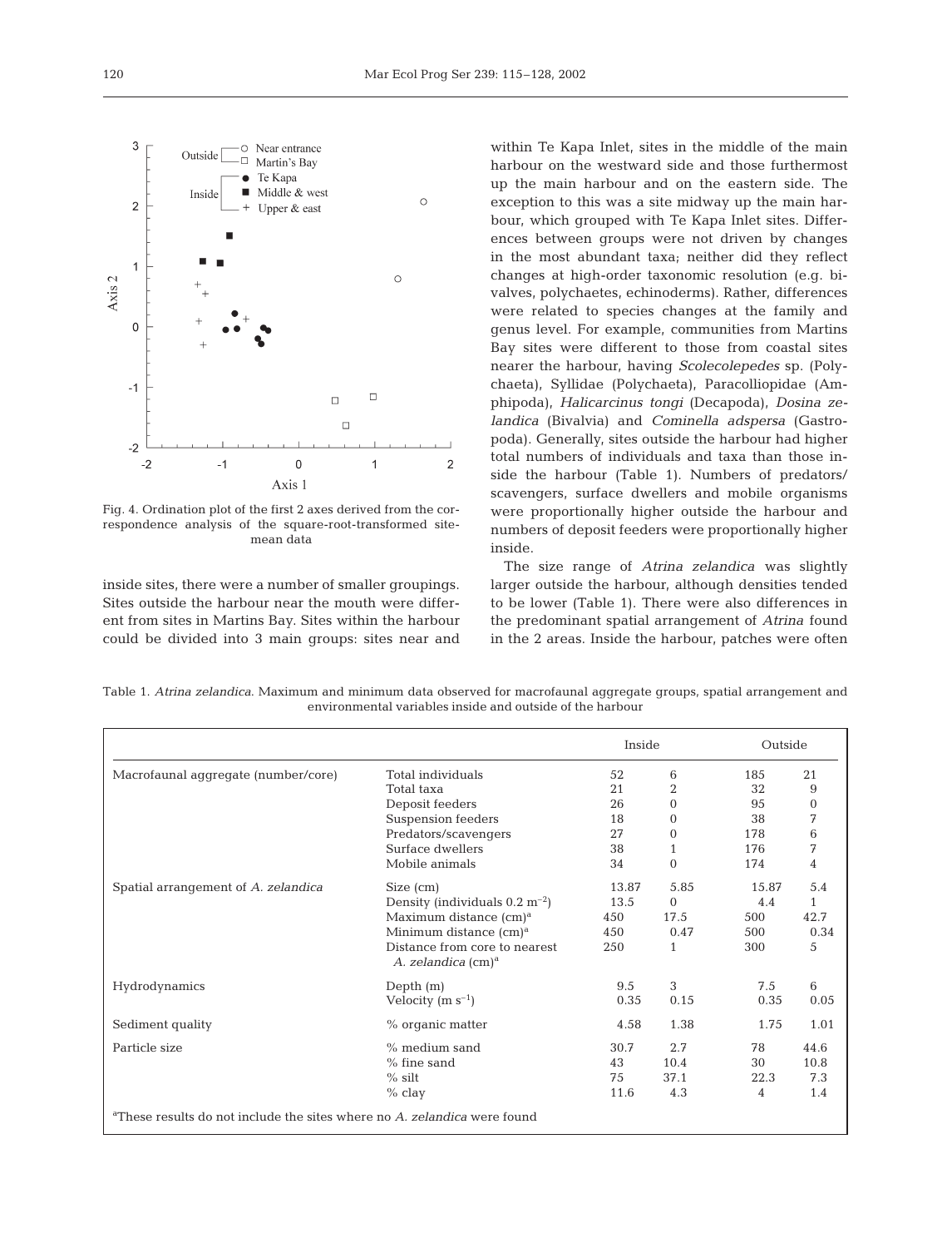3

2

1

0

-1

-2

Axis 2

-2 -1 0 1 2

Axis 1

Outside — ○ Near entrance — □ Martin's Bay

Inside — ● Te Kapa — ■ Middle & west — + Upper & east

Fig. 4. Ordination plot of the first 2 axes derived from the correspondence analysis of the square-root-transformed site-mean data

inside sites, there were a number of smaller groupings. Sites outside the harbour near the mouth were different from sites in Martins Bay. Sites within the harbour could be divided into 3 main groups: sites near and within Te Kapa Inlet, sites in the middle of the main harbour on the westward side and those furthermost up the main harbour and on the eastern side. The exception to this was a site midway up the main harbour, which grouped with Te Kapa Inlet sites. Differences between groups were not driven by changes in the most abundant taxa; neither did they reflect changes at high-order taxonomic resolution (e.g. bivalves, polychaetes, echinoderms). Rather, differences were related to species changes at the family and genus level. For example, communities from Martins Bay sites were different to those from coastal sites nearer the harbour, having *Scolecolepedes* sp. (Polychaeta), Syllidae (Polychaeta), Paracolliopidae (Amphipoda), *Halicarcinus tongi* (Decapoda), *Dosina zelandica* (Bivalvia) and *Cominella adspersa* (Gastropoda). Generally, sites outside the harbour had higher total numbers of individuals and taxa than those inside the harbour (Table 1). Numbers of predators/scavengers, surface dwellers and mobile organisms were proportionally higher outside the harbour and numbers of deposit feeders were proportionally higher inside.

The size range of *Atrina zelandica* was slightly larger outside the harbour, although densities tended to be lower (Table 1). There were also differences in the predominant spatial arrangement of *Atrina* found in the 2 areas. Inside the harbour, patches were often

Table 1. *Atrina zelandica*. Maximum and minimum data observed for macrofaunal aggregate groups, spatial arrangement and environmental variables inside and outside of the harbour

| | | Inside | | Outside | |
|---|---|---|---|---|---|
| Macrofaunal aggregate (number/core) | Total individuals | 52 | 6 | 185 | 21 |
| | Total taxa | 21 | 2 | 32 | 9 |
| | Deposit feeders | 26 | 0 | 95 | 0 |
| | Suspension feeders | 18 | 0 | 38 | 7 |
| | Predators/scavengers | 27 | 0 | 178 | 6 |
| | Surface dwellers | 38 | 1 | 176 | 7 |
| | Mobile animals | 34 | 0 | 174 | 4 |
| Spatial arrangement of *A. zelandica* | Size (cm) | 13.87 | 5.85 | 15.87 | 5.4 |
| | Density (individuals 0.2 $m^{-2}$) | 13.5 | 0 | 4.4 | 1 |
| | Maximum distance (cm)[a] | 450 | 17.5 | 500 | 42.7 |
| | Minimum distance (cm)[a] | 450 | 0.47 | 500 | 0.34 |
| | Distance from core to nearest *A. zelandica* (cm)[a] | 250 | 1 | 300 | 5 |
| Hydrodynamics | Depth (m) | 9.5 | 3 | 7.5 | 6 |
| | Velocity (m $s^{-1}$) | 0.35 | 0.15 | 0.35 | 0.05 |
| Sediment quality | % organic matter | 4.58 | 1.38 | 1.75 | 1.01 |
| Particle size | % medium sand | 30.7 | 2.7 | 78 | 44.6 |
| | % fine sand | 43 | 10.4 | 30 | 10.8 |
| | % silt | 75 | 37.1 | 22.3 | 7.3 |
| | % clay | 11.6 | 4.3 | 4 | 1.4 |

[a]These results do not include the sites where no *A. zelandica* were found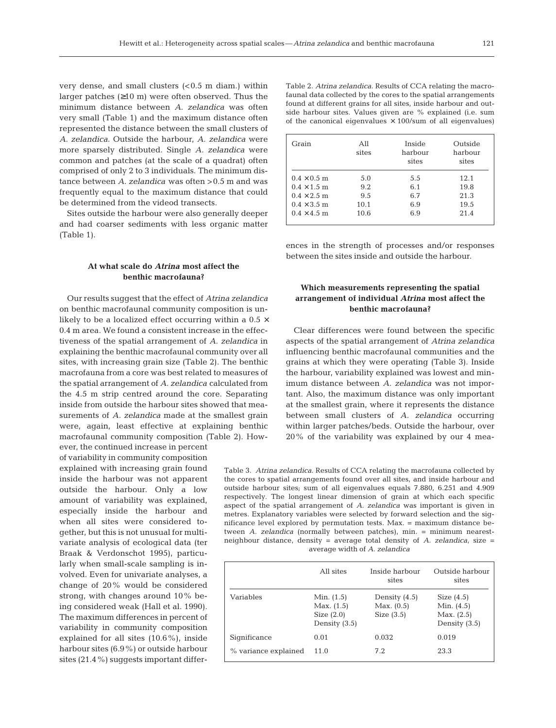very dense, and small clusters (<0.5 m diam.) within larger patches (≥10 m) were often observed. Thus the minimum distance between *A. zelandica* was often very small (Table 1) and the maximum distance often represented the distance between the small clusters of *A. zelandica*. Outside the harbour, *A. zelandica* were more sparsely distributed. Single *A. zelandica* were common and patches (at the scale of a quadrat) often comprised of only 2 to 3 individuals. The minimum distance between *A. zelandica* was often >0.5 m and was frequently equal to the maximum distance that could be determined from the videod transects.

Sites outside the harbour were also generally deeper and had coarser sediments with less organic matter (Table 1).

### At what scale do *Atrina* most affect the benthic macrofauna?

Our results suggest that the effect of *Atrina zelandica* on benthic macrofaunal community composition is unlikely to be a localized effect occurring within a 0.5 × 0.4 m area. We found a consistent increase in the effectiveness of the spatial arrangement of *A. zelandica* in explaining the benthic macrofaunal community over all sites, with increasing grain size (Table 2). The benthic macrofauna from a core was best related to measures of the spatial arrangement of *A. zelandica* calculated from the 4.5 m strip centred around the core. Separating inside from outside the harbour sites showed that measurements of *A. zelandica* made at the smallest grain were, again, least effective at explaining benthic macrofaunal community composition (Table 2). However, the continued increase in percent of variability in community composition explained with increasing grain found inside the harbour was not apparent outside the harbour. Only a low amount of variability was explained, especially inside the harbour and when all sites were considered together, but this is not unusual for multivariate analysis of ecological data (ter Braak & Verdonschot 1995), particularly when small-scale sampling is involved. Even for univariate analyses, a change of 20% would be considered strong, with changes around 10% being considered weak (Hall et al. 1990). The maximum differences in percent of variability in community composition explained for all sites (10.6%), inside harbour sites (6.9%) or outside harbour sites (21.4%) suggests important differences in the strength of processes and/or responses between the sites inside and outside the harbour.

Table 2. *Atrina zelandica*. Results of CCA relating the macrofaunal data collected by the cores to the spatial arrangements found at different grains for all sites, inside harbour and outside harbour sites. Values given are % explained (i.e. sum of the canonical eigenvalues × 100/sum of all eigenvalues)

| Grain | All sites | Inside harbour sites | Outside harbour sites |
|---|---|---|---|
| 0.4 × 0.5 m | 5.0 | 5.5 | 12.1 |
| 0.4 × 1.5 m | 9.2 | 6.1 | 19.8 |
| 0.4 × 2.5 m | 9.5 | 6.7 | 21.3 |
| 0.4 × 3.5 m | 10.1 | 6.9 | 19.5 |
| 0.4 × 4.5 m | 10.6 | 6.9 | 21.4 |

### Which measurements representing the spatial arrangement of individual *Atrina* most affect the benthic macrofauna?

Clear differences were found between the specific aspects of the spatial arrangement of *Atrina zelandica* influencing benthic macrofaunal communities and the grains at which they were operating (Table 3). Inside the harbour, variability explained was lowest and minimum distance between *A. zelandica* was not important. Also, the maximum distance was only important at the smallest grain, where it represents the distance between small clusters of *A. zelandica* occurring within larger patches/beds. Outside the harbour, over 20% of the variability was explained by our 4 mea-

Table 3. *Atrina zelandica*. Results of CCA relating the macrofauna collected by the cores to spatial arrangements found over all sites, and inside harbour and outside harbour sites; sum of all eigenvalues equals 7.880, 6.251 and 4.909 respectively. The longest linear dimension of grain at which each specific aspect of the spatial arrangement of *A. zelandica* was important is given in metres. Explanatory variables were selected by forward selection and the significance level explored by permutation tests. Max. = maximum distance between *A. zelandica* (normally between patches), min. = minimum nearest-neighbour distance, density = average total density of *A. zelandica*, size = average width of *A. zelandica*

| | All sites | Inside harbour sites | Outside harbour sites |
|---|---|---|---|
| Variables | Min. (1.5)<br>Max. (1.5)<br>Size (2.0)<br>Density (3.5) | Density (4.5)<br>Max. (0.5)<br>Size (3.5) | Size (4.5)<br>Min. (4.5)<br>Max. (2.5)<br>Density (3.5) |
| Significance | 0.01 | 0.032 | 0.019 |
| % variance explained | 11.0 | 7.2 | 23.3 |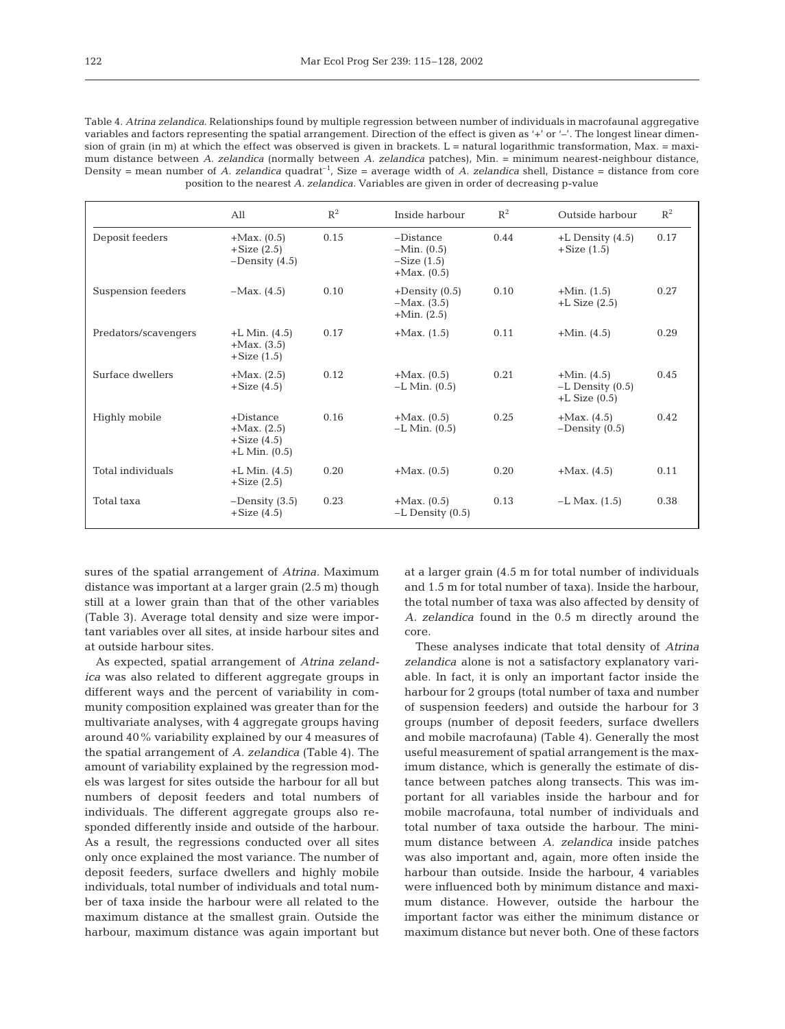Table 4. *Atrina zelandica*. Relationships found by multiple regression between number of individuals in macrofaunal aggregative variables and factors representing the spatial arrangement. Direction of the effect is given as '+' or '–'. The longest linear dimension of grain (in m) at which the effect was observed is given in brackets. L = natural logarithmic transformation, Max. = maximum distance between *A. zelandica* (normally between *A. zelandica* patches), Min. = minimum nearest-neighbour distance, Density = mean number of *A. zelandica* quadrat$^{-1}$, Size = average width of *A. zelandica* shell, Distance = distance from core position to the nearest *A. zelandica*. Variables are given in order of decreasing p-value

| | All | $R^2$ | Inside harbour | $R^2$ | Outside harbour | $R^2$ |
|---|---|---|---|---|---|---|
| Deposit feeders | +Max. (0.5)<br>+Size (2.5)<br>–Density (4.5) | 0.15 | –Distance<br>–Min. (0.5)<br>–Size (1.5)<br>+Max. (0.5) | 0.44 | +L Density (4.5)<br>+Size (1.5) | 0.17 |
| Suspension feeders | –Max. (4.5) | 0.10 | +Density (0.5)<br>–Max. (3.5)<br>+Min. (2.5) | 0.10 | +Min. (1.5)<br>+L Size (2.5) | 0.27 |
| Predators/scavengers | +L Min. (4.5)<br>+Max. (3.5)<br>+Size (1.5) | 0.17 | +Max. (1.5) | 0.11 | +Min. (4.5) | 0.29 |
| Surface dwellers | +Max. (2.5)<br>+Size (4.5) | 0.12 | +Max. (0.5)<br>–L Min. (0.5) | 0.21 | +Min. (4.5)<br>–L Density (0.5)<br>+L Size (0.5) | 0.45 |
| Highly mobile | +Distance<br>+Max. (2.5)<br>+Size (4.5)<br>+L Min. (0.5) | 0.16 | +Max. (0.5)<br>–L Min. (0.5) | 0.25 | +Max. (4.5)<br>–Density (0.5) | 0.42 |
| Total individuals | +L Min. (4.5)<br>+Size (2.5) | 0.20 | +Max. (0.5) | 0.20 | +Max. (4.5) | 0.11 |
| Total taxa | –Density (3.5)<br>+Size (4.5) | 0.23 | +Max. (0.5)<br>–L Density (0.5) | 0.13 | –L Max. (1.5) | 0.38 |

sures of the spatial arrangement of *Atrina*. Maximum distance was important at a larger grain (2.5 m) though still at a lower grain than that of the other variables (Table 3). Average total density and size were important variables over all sites, at inside harbour sites and at outside harbour sites.

As expected, spatial arrangement of *Atrina zelandica* was also related to different aggregate groups in different ways and the percent of variability in community composition explained was greater than for the multivariate analyses, with 4 aggregate groups having around 40% variability explained by our 4 measures of the spatial arrangement of *A. zelandica* (Table 4). The amount of variability explained by the regression models was largest for sites outside the harbour for all but numbers of deposit feeders and total numbers of individuals. The different aggregate groups also responded differently inside and outside of the harbour. As a result, the regressions conducted over all sites only once explained the most variance. The number of deposit feeders, surface dwellers and highly mobile individuals, total number of individuals and total number of taxa inside the harbour were all related to the maximum distance at the smallest grain. Outside the harbour, maximum distance was again important but at a larger grain (4.5 m for total number of individuals and 1.5 m for total number of taxa). Inside the harbour, the total number of taxa was also affected by density of *A. zelandica* found in the 0.5 m directly around the core.

These analyses indicate that total density of *Atrina zelandica* alone is not a satisfactory explanatory variable. In fact, it is only an important factor inside the harbour for 2 groups (total number of taxa and number of suspension feeders) and outside the harbour for 3 groups (number of deposit feeders, surface dwellers and mobile macrofauna) (Table 4). Generally the most useful measurement of spatial arrangement is the maximum distance, which is generally the estimate of distance between patches along transects. This was important for all variables inside the harbour and for mobile macrofauna, total number of individuals and total number of taxa outside the harbour. The minimum distance between *A. zelandica* inside patches was also important and, again, more often inside the harbour than outside. Inside the harbour, 4 variables were influenced both by minimum distance and maximum distance. However, outside the harbour the important factor was either the minimum distance or maximum distance but never both. One of these factors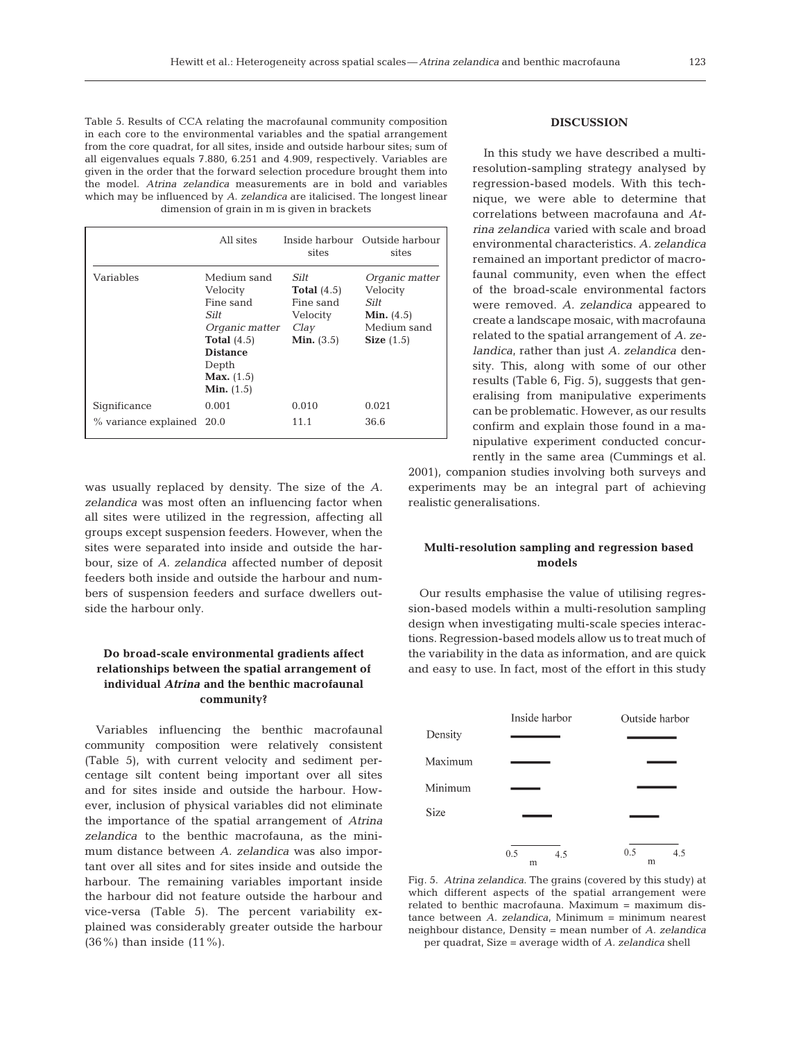Table 5. Results of CCA relating the macrofaunal community composition in each core to the environmental variables and the spatial arrangement from the core quadrat, for all sites, inside and outside harbour sites; sum of all eigenvalues equals 7.880, 6.251 and 4.909, respectively. Variables are given in the order that the forward selection procedure brought them into the model. *Atrina zelandica* measurements are in bold and variables which may be influenced by *A. zelandica* are italicised. The longest linear dimension of grain in m is given in brackets

| | All sites | Inside harbour sites | Outside harbour sites |
|---|---|---|---|
| Variables | Medium sand<br>Velocity<br>Fine sand<br>*Silt*<br>*Organic matter*<br>**Total** (4.5)<br>**Distance**<br>Depth<br>**Max.** (1.5)<br>**Min.** (1.5) | *Silt*<br>**Total** (4.5)<br>Fine sand<br>Velocity<br>*Clay*<br>**Min.** (3.5) | *Organic matter*<br>Velocity<br>*Silt*<br>**Min.** (4.5)<br>Medium sand<br>**Size** (1.5) |
| Significance | 0.001 | 0.010 | 0.021 |
| % variance explained | 20.0 | 11.1 | 36.6 |

was usually replaced by density. The size of the *A. zelandica* was most often an influencing factor when all sites were utilized in the regression, affecting all groups except suspension feeders. However, when the sites were separated into inside and outside the harbour, size of *A. zelandica* affected number of deposit feeders both inside and outside the harbour and numbers of suspension feeders and surface dwellers outside the harbour only.

### Do broad-scale environmental gradients affect relationships between the spatial arrangement of individual *Atrina* and the benthic macrofaunal community?

Variables influencing the benthic macrofaunal community composition were relatively consistent (Table 5), with current velocity and sediment percentage silt content being important over all sites and for sites inside and outside the harbour. However, inclusion of physical variables did not eliminate the importance of the spatial arrangement of *Atrina zelandica* to the benthic macrofauna, as the minimum distance between *A. zelandica* was also important over all sites and for sites inside and outside the harbour. The remaining variables important inside the harbour did not feature outside the harbour and vice-versa (Table 5). The percent variability explained was considerably greater outside the harbour (36%) than inside (11%).

## DISCUSSION

In this study we have described a multi-resolution-sampling strategy analysed by regression-based models. With this technique, we were able to determine that correlations between macrofauna and *Atrina zelandica* varied with scale and broad environmental characteristics. *A. zelandica* remained an important predictor of macrofaunal community, even when the effect of the broad-scale environmental factors were removed. *A. zelandica* appeared to create a landscape mosaic, with macrofauna related to the spatial arrangement of *A. zelandica*, rather than just *A. zelandica* density. This, along with some of our other results (Table 6, Fig. 5), suggests that generalising from manipulative experiments can be problematic. However, as our results confirm and explain those found in a manipulative experiment conducted concurrently in the same area (Cummings et al. 2001), companion studies involving both surveys and experiments may be an integral part of achieving realistic generalisations.

### Multi-resolution sampling and regression based models

Our results emphasise the value of utilising regression-based models within a multi-resolution sampling design when investigating multi-scale species interactions. Regression-based models allow us to treat much of the variability in the data as information, and are quick and easy to use. In fact, most of the effort in this study

Inside harbor
Outside harbor
Density
Maximum
Minimum
Size
0.5
4.5
m
0.5
4.5
m

Fig. 5. *Atrina zelandica*. The grains (covered by this study) at which different aspects of the spatial arrangement were related to benthic macrofauna. Maximum = maximum distance between *A. zelandica*, Minimum = minimum nearest neighbour distance, Density = mean number of *A. zelandica* per quadrat, Size = average width of *A. zelandica* shell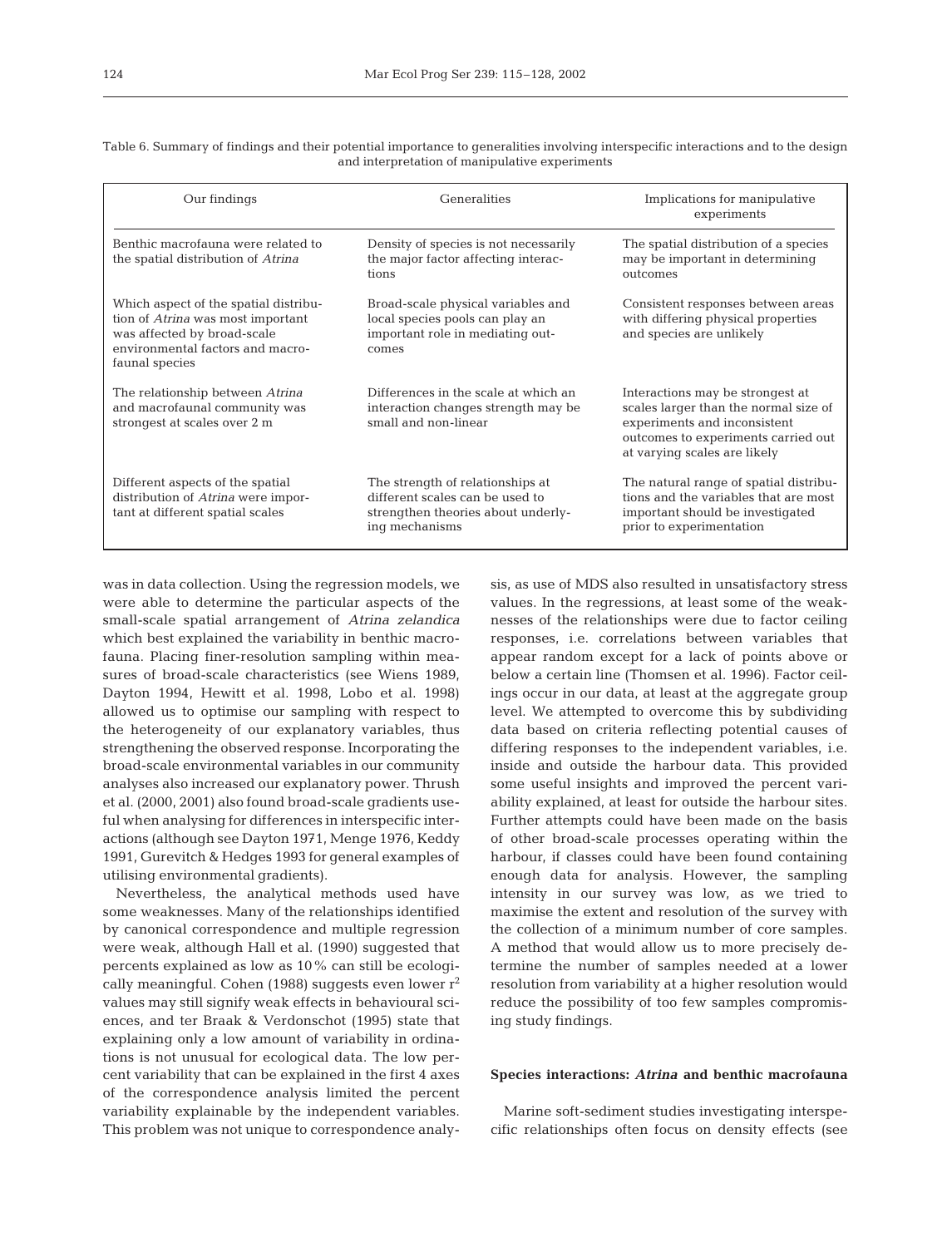Table 6. Summary of findings and their potential importance to generalities involving interspecific interactions and to the design and interpretation of manipulative experiments

| Our findings | Generalities | Implications for manipulative experiments |
|---|---|---|
| Benthic macrofauna were related to the spatial distribution of *Atrina* | Density of species is not necessarily the major factor affecting interactions | The spatial distribution of a species may be important in determining outcomes |
| Which aspect of the spatial distribution of *Atrina* was most important was affected by broad-scale environmental factors and macrofaunal species | Broad-scale physical variables and local species pools can play an important role in mediating outcomes | Consistent responses between areas with differing physical properties and species are unlikely |
| The relationship between *Atrina* and macrofaunal community was strongest at scales over 2 m | Differences in the scale at which an interaction changes strength may be small and non-linear | Interactions may be strongest at scales larger than the normal size of experiments and inconsistent outcomes to experiments carried out at varying scales are likely |
| Different aspects of the spatial distribution of *Atrina* were important at different spatial scales | The strength of relationships at different scales can be used to strengthen theories about underlying mechanisms | The natural range of spatial distributions and the variables that are most important should be investigated prior to experimentation |

was in data collection. Using the regression models, we were able to determine the particular aspects of the small-scale spatial arrangement of *Atrina zelandica* which best explained the variability in benthic macrofauna. Placing finer-resolution sampling within measures of broad-scale characteristics (see Wiens 1989, Dayton 1994, Hewitt et al. 1998, Lobo et al. 1998) allowed us to optimise our sampling with respect to the heterogeneity of our explanatory variables, thus strengthening the observed response. Incorporating the broad-scale environmental variables in our community analyses also increased our explanatory power. Thrush et al. (2000, 2001) also found broad-scale gradients useful when analysing for differences in interspecific interactions (although see Dayton 1971, Menge 1976, Keddy 1991, Gurevitch & Hedges 1993 for general examples of utilising environmental gradients).

Nevertheless, the analytical methods used have some weaknesses. Many of the relationships identified by canonical correspondence and multiple regression were weak, although Hall et al. (1990) suggested that percents explained as low as 10% can still be ecologically meaningful. Cohen (1988) suggests even lower $r^2$ values may still signify weak effects in behavioural sciences, and ter Braak & Verdonschot (1995) state that explaining only a low amount of variability in ordinations is not unusual for ecological data. The low percent variability that can be explained in the first 4 axes of the correspondence analysis limited the percent variability explainable by the independent variables. This problem was not unique to correspondence analysis, as use of MDS also resulted in unsatisfactory stress values. In the regressions, at least some of the weaknesses of the relationships were due to factor ceiling responses, i.e. correlations between variables that appear random except for a lack of points above or below a certain line (Thomsen et al. 1996). Factor ceilings occur in our data, at least at the aggregate group level. We attempted to overcome this by subdividing data based on criteria reflecting potential causes of differing responses to the independent variables, i.e. inside and outside the harbour data. This provided some useful insights and improved the percent variability explained, at least for outside the harbour sites. Further attempts could have been made on the basis of other broad-scale processes operating within the harbour, if classes could have been found containing enough data for analysis. However, the sampling intensity in our survey was low, as we tried to maximise the extent and resolution of the survey with the collection of a minimum number of core samples. A method that would allow us to more precisely determine the number of samples needed at a lower resolution from variability at a higher resolution would reduce the possibility of too few samples compromising study findings.

### Species interactions: *Atrina* and benthic macrofauna

Marine soft-sediment studies investigating interspecific relationships often focus on density effects (see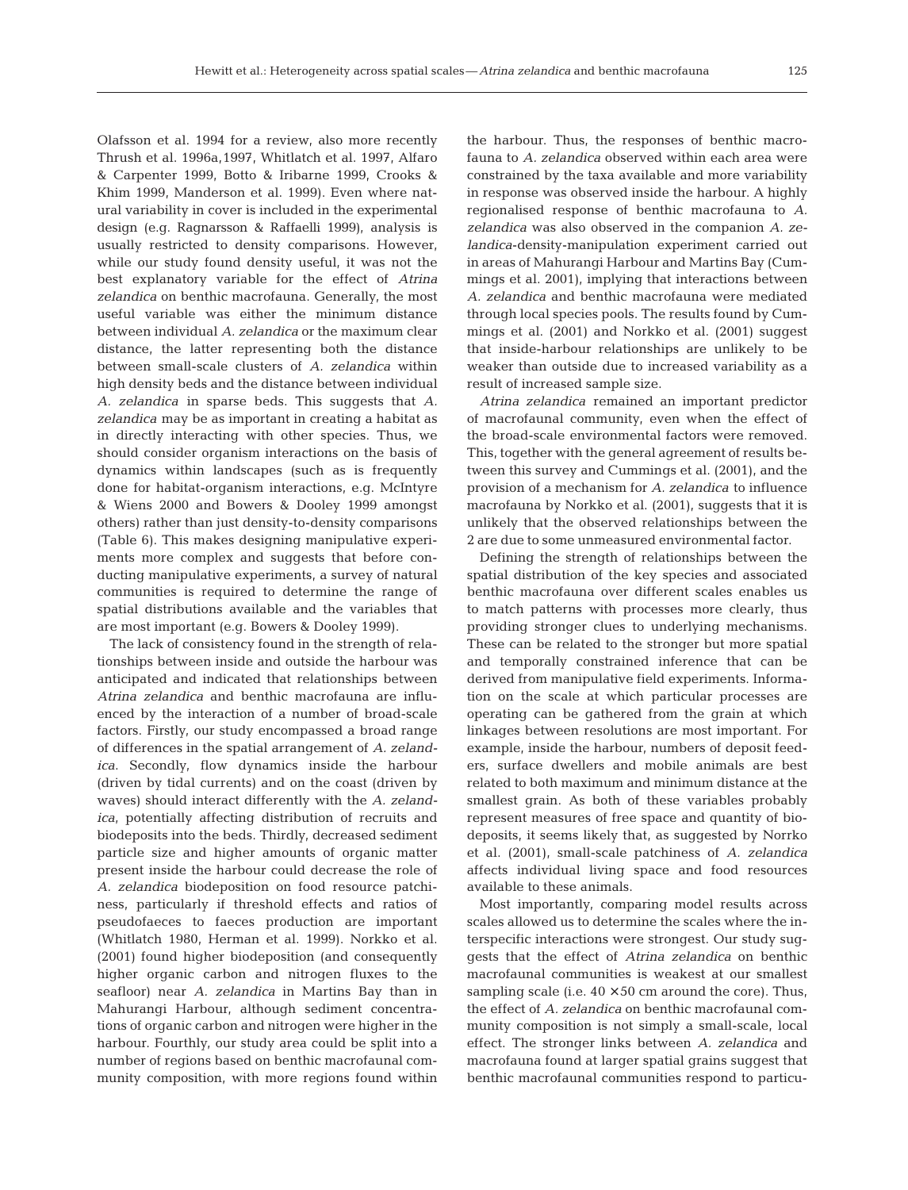Olafsson et al. 1994 for a review, also more recently Thrush et al. 1996a,1997, Whitlatch et al. 1997, Alfaro & Carpenter 1999, Botto & Iribarne 1999, Crooks & Khim 1999, Manderson et al. 1999). Even where natural variability in cover is included in the experimental design (e.g. Ragnarsson & Raffaelli 1999), analysis is usually restricted to density comparisons. However, while our study found density useful, it was not the best explanatory variable for the effect of *Atrina zelandica* on benthic macrofauna. Generally, the most useful variable was either the minimum distance between individual *A. zelandica* or the maximum clear distance, the latter representing both the distance between small-scale clusters of *A. zelandica* within high density beds and the distance between individual *A. zelandica* in sparse beds. This suggests that *A. zelandica* may be as important in creating a habitat as in directly interacting with other species. Thus, we should consider organism interactions on the basis of dynamics within landscapes (such as is frequently done for habitat-organism interactions, e.g. McIntyre & Wiens 2000 and Bowers & Dooley 1999 amongst others) rather than just density-to-density comparisons (Table 6). This makes designing manipulative experiments more complex and suggests that before conducting manipulative experiments, a survey of natural communities is required to determine the range of spatial distributions available and the variables that are most important (e.g. Bowers & Dooley 1999).

The lack of consistency found in the strength of relationships between inside and outside the harbour was anticipated and indicated that relationships between *Atrina zelandica* and benthic macrofauna are influenced by the interaction of a number of broad-scale factors. Firstly, our study encompassed a broad range of differences in the spatial arrangement of *A. zelandica*. Secondly, flow dynamics inside the harbour (driven by tidal currents) and on the coast (driven by waves) should interact differently with the *A. zelandica*, potentially affecting distribution of recruits and biodeposits into the beds. Thirdly, decreased sediment particle size and higher amounts of organic matter present inside the harbour could decrease the role of *A. zelandica* biodeposition on food resource patchiness, particularly if threshold effects and ratios of pseudofaeces to faeces production are important (Whitlatch 1980, Herman et al. 1999). Norkko et al. (2001) found higher biodeposition (and consequently higher organic carbon and nitrogen fluxes to the seafloor) near *A. zelandica* in Martins Bay than in Mahurangi Harbour, although sediment concentrations of organic carbon and nitrogen were higher in the harbour. Fourthly, our study area could be split into a number of regions based on benthic macrofaunal community composition, with more regions found within the harbour. Thus, the responses of benthic macrofauna to *A. zelandica* observed within each area were constrained by the taxa available and more variability in response was observed inside the harbour. A highly regionalised response of benthic macrofauna to *A. zelandica* was also observed in the companion *A. zelandica*-density-manipulation experiment carried out in areas of Mahurangi Harbour and Martins Bay (Cummings et al. 2001), implying that interactions between *A. zelandica* and benthic macrofauna were mediated through local species pools. The results found by Cummings et al. (2001) and Norkko et al. (2001) suggest that inside-harbour relationships are unlikely to be weaker than outside due to increased variability as a result of increased sample size.

*Atrina zelandica* remained an important predictor of macrofaunal community, even when the effect of the broad-scale environmental factors were removed. This, together with the general agreement of results between this survey and Cummings et al. (2001), and the provision of a mechanism for *A. zelandica* to influence macrofauna by Norkko et al. (2001), suggests that it is unlikely that the observed relationships between the 2 are due to some unmeasured environmental factor.

Defining the strength of relationships between the spatial distribution of the key species and associated benthic macrofauna over different scales enables us to match patterns with processes more clearly, thus providing stronger clues to underlying mechanisms. These can be related to the stronger but more spatial and temporally constrained inference that can be derived from manipulative field experiments. Information on the scale at which particular processes are operating can be gathered from the grain at which linkages between resolutions are most important. For example, inside the harbour, numbers of deposit feeders, surface dwellers and mobile animals are best related to both maximum and minimum distance at the smallest grain. As both of these variables probably represent measures of free space and quantity of biodeposits, it seems likely that, as suggested by Norrko et al. (2001), small-scale patchiness of *A. zelandica* affects individual living space and food resources available to these animals.

Most importantly, comparing model results across scales allowed us to determine the scales where the interspecific interactions were strongest. Our study suggests that the effect of *Atrina zelandica* on benthic macrofaunal communities is weakest at our smallest sampling scale (i.e. 40 × 50 cm around the core). Thus, the effect of *A. zelandica* on benthic macrofaunal community composition is not simply a small-scale, local effect. The stronger links between *A. zelandica* and macrofauna found at larger spatial grains suggest that benthic macrofaunal communities respond to particu-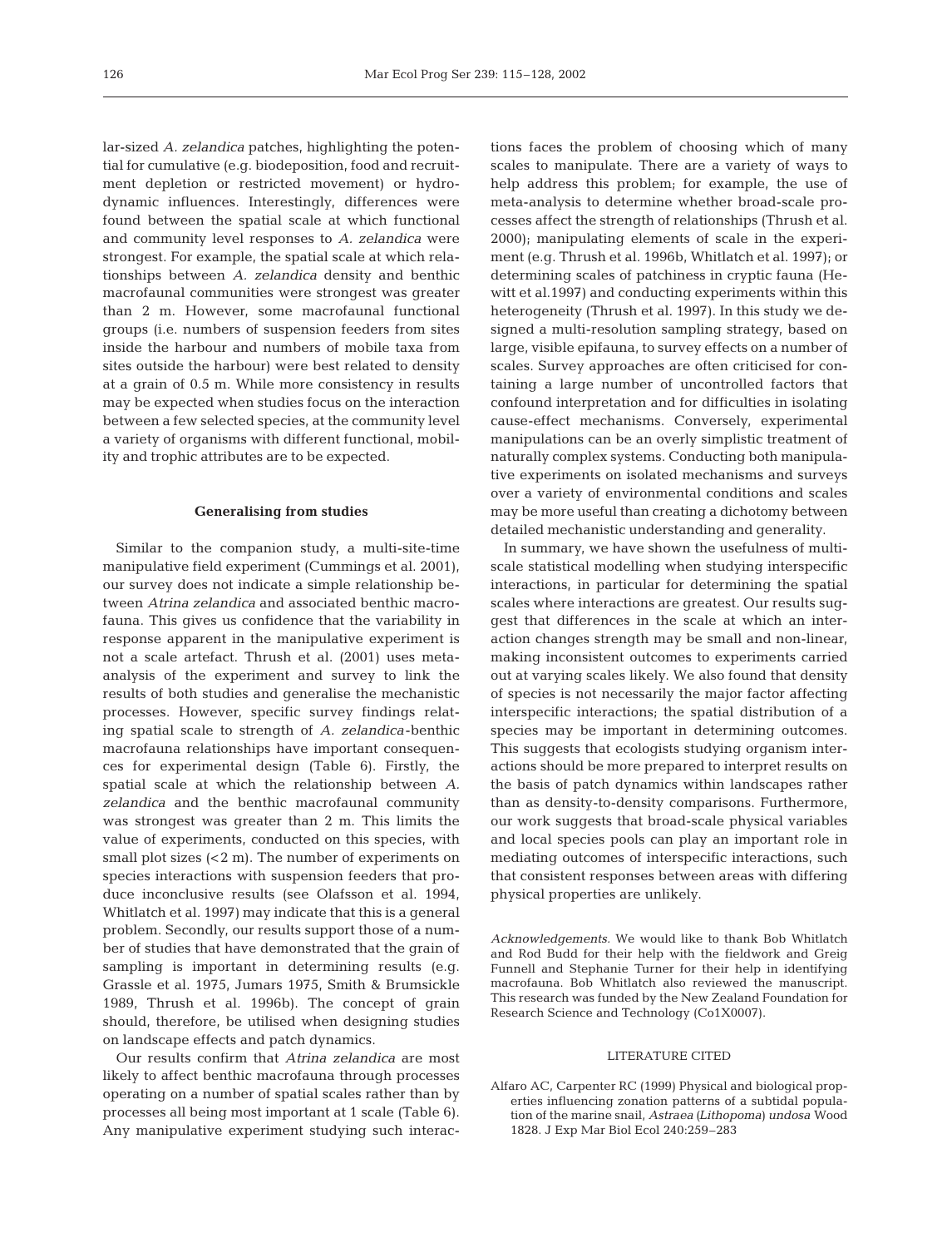lar-sized *A. zelandica* patches, highlighting the potential for cumulative (e.g. biodeposition, food and recruitment depletion or restricted movement) or hydrodynamic influences. Interestingly, differences were found between the spatial scale at which functional and community level responses to *A. zelandica* were strongest. For example, the spatial scale at which relationships between *A. zelandica* density and benthic macrofaunal communities were strongest was greater than 2 m. However, some macrofaunal functional groups (i.e. numbers of suspension feeders from sites inside the harbour and numbers of mobile taxa from sites outside the harbour) were best related to density at a grain of 0.5 m. While more consistency in results may be expected when studies focus on the interaction between a few selected species, at the community level a variety of organisms with different functional, mobility and trophic attributes are to be expected.

### Generalising from studies

Similar to the companion study, a multi-site-time manipulative field experiment (Cummings et al. 2001), our survey does not indicate a simple relationship between *Atrina zelandica* and associated benthic macrofauna. This gives us confidence that the variability in response apparent in the manipulative experiment is not a scale artefact. Thrush et al. (2001) uses meta-analysis of the experiment and survey to link the results of both studies and generalise the mechanistic processes. However, specific survey findings relating spatial scale to strength of *A. zelandica*-benthic macrofauna relationships have important consequences for experimental design (Table 6). Firstly, the spatial scale at which the relationship between *A. zelandica* and the benthic macrofaunal community was strongest was greater than 2 m. This limits the value of experiments, conducted on this species, with small plot sizes (<2 m). The number of experiments on species interactions with suspension feeders that produce inconclusive results (see Olafsson et al. 1994, Whitlatch et al. 1997) may indicate that this is a general problem. Secondly, our results support those of a number of studies that have demonstrated that the grain of sampling is important in determining results (e.g. Grassle et al. 1975, Jumars 1975, Smith & Brumsickle 1989, Thrush et al. 1996b). The concept of grain should, therefore, be utilised when designing studies on landscape effects and patch dynamics.

Our results confirm that *Atrina zelandica* are most likely to affect benthic macrofauna through processes operating on a number of spatial scales rather than by processes all being most important at 1 scale (Table 6). Any manipulative experiment studying such interactions faces the problem of choosing which of many scales to manipulate. There are a variety of ways to help address this problem; for example, the use of meta-analysis to determine whether broad-scale processes affect the strength of relationships (Thrush et al. 2000); manipulating elements of scale in the experiment (e.g. Thrush et al. 1996b, Whitlatch et al. 1997); or determining scales of patchiness in cryptic fauna (Hewitt et al.1997) and conducting experiments within this heterogeneity (Thrush et al. 1997). In this study we designed a multi-resolution sampling strategy, based on large, visible epifauna, to survey effects on a number of scales. Survey approaches are often criticised for containing a large number of uncontrolled factors that confound interpretation and for difficulties in isolating cause-effect mechanisms. Conversely, experimental manipulations can be an overly simplistic treatment of naturally complex systems. Conducting both manipulative experiments on isolated mechanisms and surveys over a variety of environmental conditions and scales may be more useful than creating a dichotomy between detailed mechanistic understanding and generality.

In summary, we have shown the usefulness of multiscale statistical modelling when studying interspecific interactions, in particular for determining the spatial scales where interactions are greatest. Our results suggest that differences in the scale at which an interaction changes strength may be small and non-linear, making inconsistent outcomes to experiments carried out at varying scales likely. We also found that density of species is not necessarily the major factor affecting interspecific interactions; the spatial distribution of a species may be important in determining outcomes. This suggests that ecologists studying organism interactions should be more prepared to interpret results on the basis of patch dynamics within landscapes rather than as density-to-density comparisons. Furthermore, our work suggests that broad-scale physical variables and local species pools can play an important role in mediating outcomes of interspecific interactions, such that consistent responses between areas with differing physical properties are unlikely.

*Acknowledgements.* We would like to thank Bob Whitlatch and Rod Budd for their help with the fieldwork and Greig Funnell and Stephanie Turner for their help in identifying macrofauna. Bob Whitlatch also reviewed the manuscript. This research was funded by the New Zealand Foundation for Research Science and Technology (Co1X0007).

### LITERATURE CITED

Alfaro AC, Carpenter RC (1999) Physical and biological properties influencing zonation patterns of a subtidal population of the marine snail, *Astraea* (*Lithopoma*) *undosa* Wood 1828. J Exp Mar Biol Ecol 240:259–283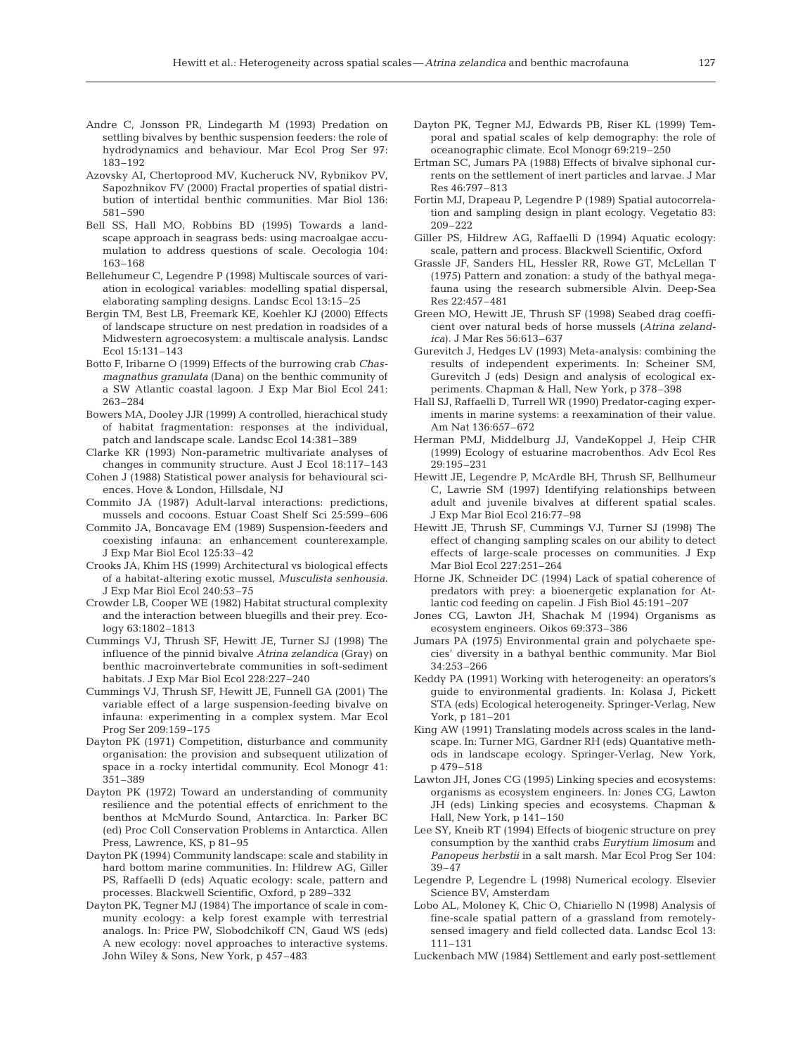Andre C, Jonsson PR, Lindegarth M (1993) Predation on settling bivalves by benthic suspension feeders: the role of hydrodynamics and behaviour. Mar Ecol Prog Ser 97: 183–192

Azovsky AI, Chertoprood MV, Kucheruck NV, Rybnikov PV, Sapozhnikov FV (2000) Fractal properties of spatial distribution of intertidal benthic communities. Mar Biol 136: 581–590

Bell SS, Hall MO, Robbins BD (1995) Towards a landscape approach in seagrass beds: using macroalgae accumulation to address questions of scale. Oecologia 104: 163–168

Bellehumeur C, Legendre P (1998) Multiscale sources of variation in ecological variables: modelling spatial dispersal, elaborating sampling designs. Landsc Ecol 13:15–25

Bergin TM, Best LB, Freemark KE, Koehler KJ (2000) Effects of landscape structure on nest predation in roadsides of a Midwestern agroecosystem: a multiscale analysis. Landsc Ecol 15:131–143

Botto F, Iribarne O (1999) Effects of the burrowing crab *Chasmagnathus granulata* (Dana) on the benthic community of a SW Atlantic coastal lagoon. J Exp Mar Biol Ecol 241: 263–284

Bowers MA, Dooley JJR (1999) A controlled, hierachical study of habitat fragmentation: responses at the individual, patch and landscape scale. Landsc Ecol 14:381–389

Clarke KR (1993) Non-parametric multivariate analyses of changes in community structure. Aust J Ecol 18:117–143

Cohen J (1988) Statistical power analysis for behavioural sciences. Hove & London, Hillsdale, NJ

Commito JA (1987) Adult-larval interactions: predictions, mussels and cocoons. Estuar Coast Shelf Sci 25:599–606

Commito JA, Boncavage EM (1989) Suspension-feeders and coexisting infauna: an enhancement counterexample. J Exp Mar Biol Ecol 125:33–42

Crooks JA, Khim HS (1999) Architectural vs biological effects of a habitat-altering exotic mussel, *Musculista senhousia*. J Exp Mar Biol Ecol 240:53–75

Crowder LB, Cooper WE (1982) Habitat structural complexity and the interaction between bluegills and their prey. Ecology 63:1802–1813

Cummings VJ, Thrush SF, Hewitt JE, Turner SJ (1998) The influence of the pinnid bivalve *Atrina zelandica* (Gray) on benthic macroinvertebrate communities in soft-sediment habitats. J Exp Mar Biol Ecol 228:227–240

Cummings VJ, Thrush SF, Hewitt JE, Funnell GA (2001) The variable effect of a large suspension-feeding bivalve on infauna: experimenting in a complex system. Mar Ecol Prog Ser 209:159–175

Dayton PK (1971) Competition, disturbance and community organisation: the provision and subsequent utilization of space in a rocky intertidal community. Ecol Monogr 41: 351–389

Dayton PK (1972) Toward an understanding of community resilience and the potential effects of enrichment to the benthos at McMurdo Sound, Antarctica. In: Parker BC (ed) Proc Coll Conservation Problems in Antarctica. Allen Press, Lawrence, KS, p 81–95

Dayton PK (1994) Community landscape: scale and stability in hard bottom marine communities. In: Hildrew AG, Giller PS, Raffaelli D (eds) Aquatic ecology: scale, pattern and processes. Blackwell Scientific, Oxford, p 289–332

Dayton PK, Tegner MJ (1984) The importance of scale in community ecology: a kelp forest example with terrestrial analogs. In: Price PW, Slobodchikoff CN, Gaud WS (eds) A new ecology: novel approaches to interactive systems. John Wiley & Sons, New York, p 457–483

Dayton PK, Tegner MJ, Edwards PB, Riser KL (1999) Temporal and spatial scales of kelp demography: the role of oceanographic climate. Ecol Monogr 69:219–250

Ertman SC, Jumars PA (1988) Effects of bivalve siphonal currents on the settlement of inert particles and larvae. J Mar Res 46:797–813

Fortin MJ, Drapeau P, Legendre P (1989) Spatial autocorrelation and sampling design in plant ecology. Vegetatio 83: 209–222

Giller PS, Hildrew AG, Raffaelli D (1994) Aquatic ecology: scale, pattern and process. Blackwell Scientific, Oxford

Grassle JF, Sanders HL, Hessler RR, Rowe GT, McLellan T (1975) Pattern and zonation: a study of the bathyal megafauna using the research submersible Alvin. Deep-Sea Res 22:457–481

Green MO, Hewitt JE, Thrush SF (1998) Seabed drag coefficient over natural beds of horse mussels (*Atrina zelandica*). J Mar Res 56:613–637

Gurevitch J, Hedges LV (1993) Meta-analysis: combining the results of independent experiments. In: Scheiner SM, Gurevitch J (eds) Design and analysis of ecological experiments. Chapman & Hall, New York, p 378–398

Hall SJ, Raffaelli D, Turrell WR (1990) Predator-caging experiments in marine systems: a reexamination of their value. Am Nat 136:657–672

Herman PMJ, Middelburg JJ, VandeKoppel J, Heip CHR (1999) Ecology of estuarine macrobenthos. Adv Ecol Res 29:195–231

Hewitt JE, Legendre P, McArdle BH, Thrush SF, Bellhumeur C, Lawrie SM (1997) Identifying relationships between adult and juvenile bivalves at different spatial scales. J Exp Mar Biol Ecol 216:77–98

Hewitt JE, Thrush SF, Cummings VJ, Turner SJ (1998) The effect of changing sampling scales on our ability to detect effects of large-scale processes on communities. J Exp Mar Biol Ecol 227:251–264

Horne JK, Schneider DC (1994) Lack of spatial coherence of predators with prey: a bioenergetic explanation for Atlantic cod feeding on capelin. J Fish Biol 45:191–207

Jones CG, Lawton JH, Shachak M (1994) Organisms as ecosystem engineers. Oikos 69:373–386

Jumars PA (1975) Environmental grain and polychaete species' diversity in a bathyal benthic community. Mar Biol 34:253–266

Keddy PA (1991) Working with heterogeneity: an operators's guide to environmental gradients. In: Kolasa J, Pickett STA (eds) Ecological heterogeneity. Springer-Verlag, New York, p 181–201

King AW (1991) Translating models across scales in the landscape. In: Turner MG, Gardner RH (eds) Quantative methods in landscape ecology. Springer-Verlag, New York, p 479–518

Lawton JH, Jones CG (1995) Linking species and ecosystems: organisms as ecosystem engineers. In: Jones CG, Lawton JH (eds) Linking species and ecosystems. Chapman & Hall, New York, p 141–150

Lee SY, Kneib RT (1994) Effects of biogenic structure on prey consumption by the xanthid crabs *Eurytium limosum* and *Panopeus herbstii* in a salt marsh. Mar Ecol Prog Ser 104: 39–47

Legendre P, Legendre L (1998) Numerical ecology. Elsevier Science BV, Amsterdam

Lobo AL, Moloney K, Chic O, Chiariello N (1998) Analysis of fine-scale spatial pattern of a grassland from remotely-sensed imagery and field collected data. Landsc Ecol 13: 111–131

Luckenbach MW (1984) Settlement and early post-settlement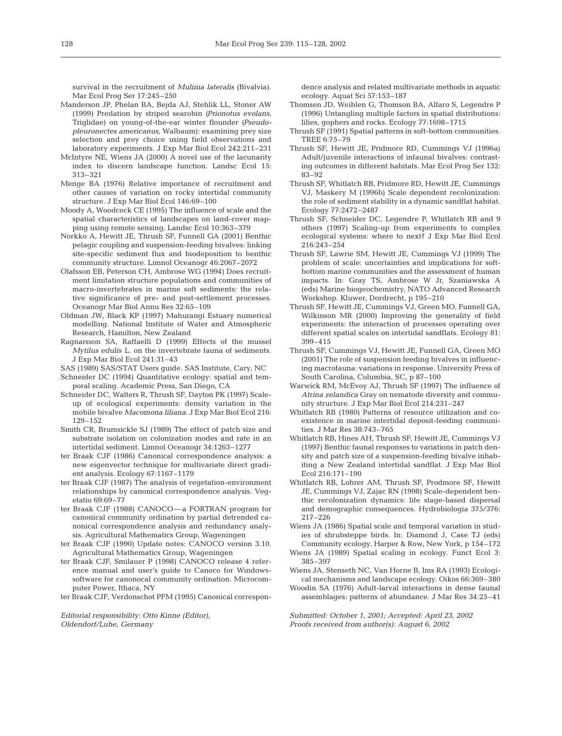survival in the recruitment of *Mulinia lateralis* (Bivalvia). Mar Ecol Prog Ser 17:245–250

Manderson JP, Phelan BA, Bejda AJ, Stehlik LL, Stoner AW (1999) Predation by striped searobin (*Prionotus evolans*, Triglidae) on young-of-the-ear winter flounder (*Pseudopleuronectes americanus*, Walbaum): examining prey size selection and prey choice using field observations and laboratory experiments. J Exp Mar Biol Ecol 242:211–231

McIntyre NE, Wiens JA (2000) A novel use of the lacunarity index to discern landscape function. Landsc Ecol 15: 313–321

Menge BA (1976) Relative importance of recruitment and other causes of variation on rocky intertidal community structure. J Exp Mar Biol Ecol 146:69–100

Moody A, Woodcock CE (1995) The influence of scale and the spatial characteristics of landscapes on land-cover mapping using remote sensing. Landsc Ecol 10:363–379

Norkko A, Hewitt JE, Thrush SF, Funnell GA (2001) Benthic pelagic coupling and suspension-feeding bivalves: linking site-specific sediment flux and biodeposition to benthic community structure. Limnol Oceanogr 46:2067–2072

Olafsson EB, Peterson CH, Ambrose WG (1994) Does recruitment limitation structure populations and communities of macro-invertebrates in marine soft sediments: the relative significance of pre- and post-settlement processes. Oceanogr Mar Biol Annu Res 32:65–109

Oldman JW, Black KP (1997) Mahurangi Estuary numerical modelling. National Institute of Water and Atmospheric Research, Hamilton, New Zealand

Ragnarsson SA, Raffaelli D (1999) Effects of the mussel *Mytilus edulis* L. on the invertebrate fauna of sediments. J Exp Mar Biol Ecol 241:31–43

SAS (1989) SAS/STAT Users guide. SAS Institute, Cary, NC

Schneider DC (1994) Quantitative ecology: spatial and temporal scaling. Academic Press, San Diego, CA

Schneider DC, Walters R, Thrush SF, Dayton PK (1997) Scale-up of ecological experiments: density variation in the mobile bivalve *Macomona liliana*. J Exp Mar Biol Ecol 216: 129–152

Smith CR, Brumsickle SJ (1989) The effect of patch size and substrate isolation on colonization modes and rate in an intertidal sediment. Limnol Oceanogr 34:1263–1277

ter Braak CJF (1986) Canonical correspondence analysis: a new eigenvector technique for multivariate direct gradient analysis. Ecology 67:1167–1179

ter Braak CJF (1987) The analysis of vegetation-environment relationships by canonical correspondence analysis. Vegetatio 69:69–77

ter Braak CJF (1988) CANOCO—a FORTRAN program for canonical community ordination by partial detrended canonical correspondence analysis and redundancy analysis. Agricultural Mathematics Group, Wageningen

ter Braak CJF (1990) Update notes: CANOCO version 3.10. Agricultural Mathematics Group, Wageningen

ter Braak CJF, Smilauer P (1998) CANOCO release 4 reference manual and user's guide to Canoco for Windows-software for canonocal community ordination. Microcomputer Power, Ithaca, NY

ter Braak CJF, Verdonschot PFM (1995) Canonical correspondence analysis and related multivariate methods in aquatic ecology. Aquat Sci 57:153–187

Thomsen JD, Weiblen G, Thomson BA, Alfaro S, Legendre P (1996) Untangling multiple factors in spatial distributions: lilies, gophers and rocks. Ecology 77:1698–1715

Thrush SF (1991) Spatial patterns in soft-bottom communities. TREE 6:75–79

Thrush SF, Hewitt JE, Pridmore RD, Cummings VJ (1996a) Adult/juvenile interactions of infaunal bivalves: contrasting outcomes in different habitats. Mar Ecol Prog Ser 132: 83–92

Thrush SF, Whitlatch RB, Pridmore RD, Hewitt JE, Cummings VJ, Maskery M (1996b) Scale dependent recolonization: the role of sediment stability in a dynamic sandflat habitat. Ecology 77:2472–2487

Thrush SF, Schneider DC, Legendre P, Whitlatch RB and 9 others (1997) Scaling-up from experiments to complex ecological systems: where to next? J Exp Mar Biol Ecol 216:243–254

Thrush SF, Lawrie SM, Hewitt JE, Cummings VJ (1999) The problem of scale: uncertainties and implications for soft-bottom marine communities and the assessment of human impacts. In: Gray TS, Ambrose W Jr, Szaniawska A (eds) Marine biogeochemistry, NATO Advanced Research Workshop. Kluwer, Dordrecht, p 195–210

Thrush SF, Hewitt JE, Cummings VJ, Green MO, Funnell GA, Wilkinson MR (2000) Improving the generality of field experiments: the interaction of processes operating over different spatial scales on intertidal sandflats. Ecology 81: 399–415

Thrush SF, Cummings VJ, Hewitt JE, Funnell GA, Green MO (2001) The role of suspension feeding bivalves in influencing macrofauna: variations in response. University Press of South Carolina, Columbia, SC, p 87–100

Warwick RM, McEvoy AJ, Thrush SF (1997) The influence of *Atrina zelandica* Gray on nematode diversity and community structure. J Exp Mar Biol Ecol 214:231–247

Whitlatch RB (1980) Patterns of resource utilization and co-existence in marine intertidal deposit-feeding communities. J Mar Res 38:743–765

Whitlatch RB, Hines AH, Thrush SF, Hewitt JE, Cummings VJ (1997) Benthic faunal responses to variations in patch density and patch size of a suspension-feeding bivalve inhabiting a New Zealand intertidal sandflat. J Exp Mar Biol Ecol 216:171–190

Whitlatch RB, Lohrer AM, Thrush SF, Prodmore SF, Hewitt JE, Cummings VJ, Zajac RN (1998) Scale-dependent benthic recolonization dynamics: life stage-based dispersal and demographic consequences. Hydrobiologia 375/376: 217–226

Wiens JA (1986) Spatial scale and temporal variation in studies of shrubsteppe birds. In: Diamond J, Case TJ (eds) Community ecology. Harper & Row, New York, p 154–172

Wiens JA (1989) Spatial scaling in ecology. Funct Ecol 3: 385–397

Wiens JA, Stenseth NC, Van Horne B, Ims RA (1993) Ecological mechanisms and landscape ecology. Oikos 66:369–380

Woodin SA (1976) Adult-larval interactions in dense faunal assemblages: patterns of abundance. J Mar Res 34:25–41

*Editorial responsibility: Otto Kinne (Editor), Oldendorf/Luhe, Germany*

*Submitted: October 1, 2001; Accepted: April 23, 2002*
*Proofs received from author(s): August 6, 2002*